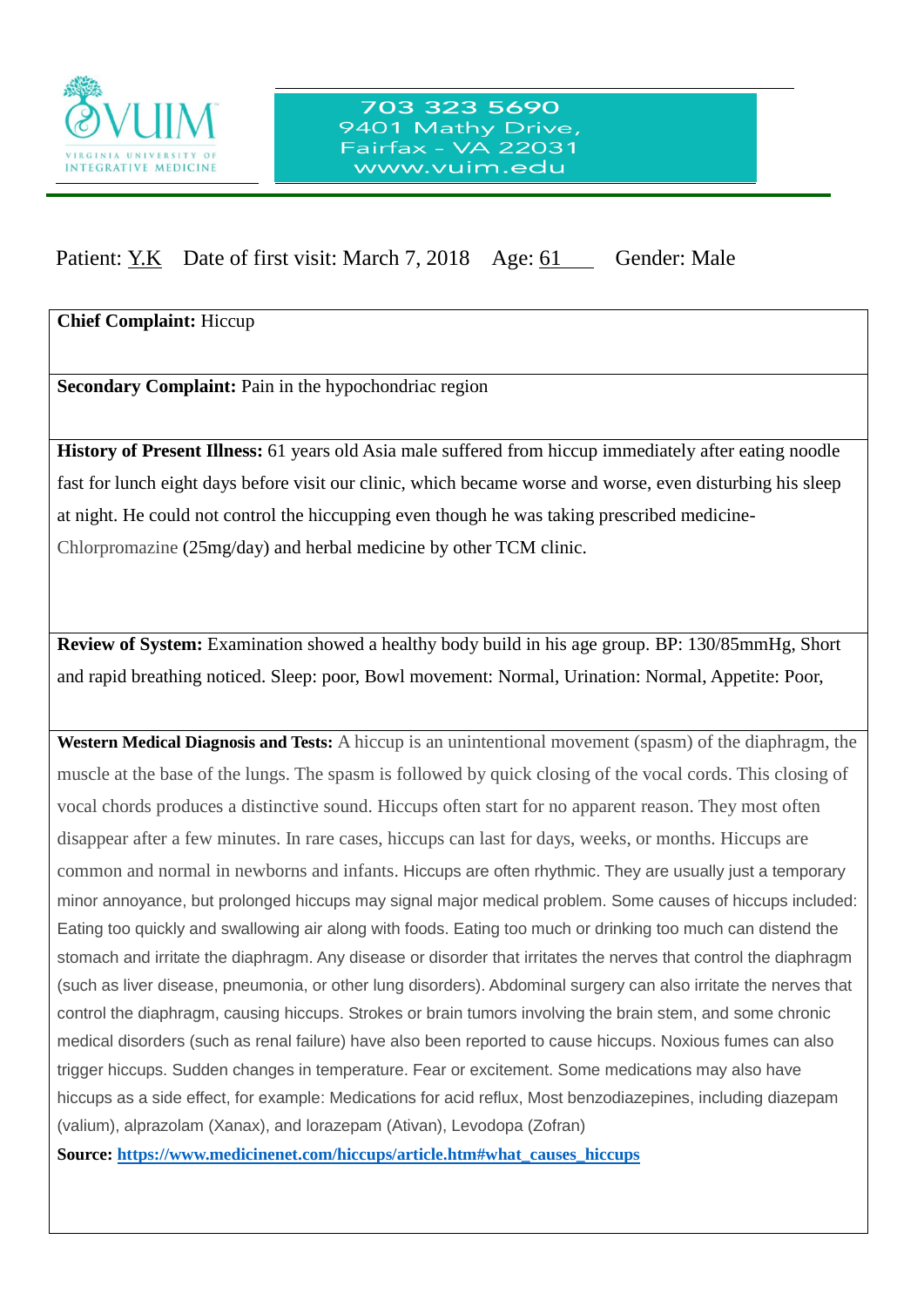VIRGINIA UNIVERSITY OF INTEGRATIVE MEDICINE

703 323 5690
9401 Mathy Drive,
Fairfax - VA 22031
www.vuim.edu

Patient: Y.K    Date of first visit: March 7, 2018    Age: 61    Gender: Male

**Chief Complaint:** Hiccup

**Secondary Complaint:** Pain in the hypochondriac region

**History of Present Illness:** 61 years old Asia male suffered from hiccup immediately after eating noodle fast for lunch eight days before visit our clinic, which became worse and worse, even disturbing his sleep at night. He could not control the hiccupping even though he was taking prescribed medicine-Chlorpromazine (25mg/day) and herbal medicine by other TCM clinic.

**Review of System:** Examination showed a healthy body build in his age group. BP: 130/85mmHg, Short and rapid breathing noticed. Sleep: poor, Bowl movement: Normal, Urination: Normal, Appetite: Poor,

**Western Medical Diagnosis and Tests:** A hiccup is an unintentional movement (spasm) of the diaphragm, the muscle at the base of the lungs. The spasm is followed by quick closing of the vocal cords. This closing of vocal chords produces a distinctive sound. Hiccups often start for no apparent reason. They most often disappear after a few minutes. In rare cases, hiccups can last for days, weeks, or months. Hiccups are common and normal in newborns and infants. Hiccups are often rhythmic. They are usually just a temporary minor annoyance, but prolonged hiccups may signal major medical problem. Some causes of hiccups included: Eating too quickly and swallowing air along with foods. Eating too much or drinking too much can distend the stomach and irritate the diaphragm. Any disease or disorder that irritates the nerves that control the diaphragm (such as liver disease, pneumonia, or other lung disorders). Abdominal surgery can also irritate the nerves that control the diaphragm, causing hiccups. Strokes or brain tumors involving the brain stem, and some chronic medical disorders (such as renal failure) have also been reported to cause hiccups. Noxious fumes can also trigger hiccups. Sudden changes in temperature. Fear or excitement. Some medications may also have hiccups as a side effect, for example: Medications for acid reflux, Most benzodiazepines, including diazepam (valium), alprazolam (Xanax), and lorazepam (Ativan), Levodopa (Zofran)

**Source:** [https://www.medicinenet.com/hiccups/article.htm#what_causes_hiccups](https://www.medicinenet.com/hiccups/article.htm#what_causes_hiccups)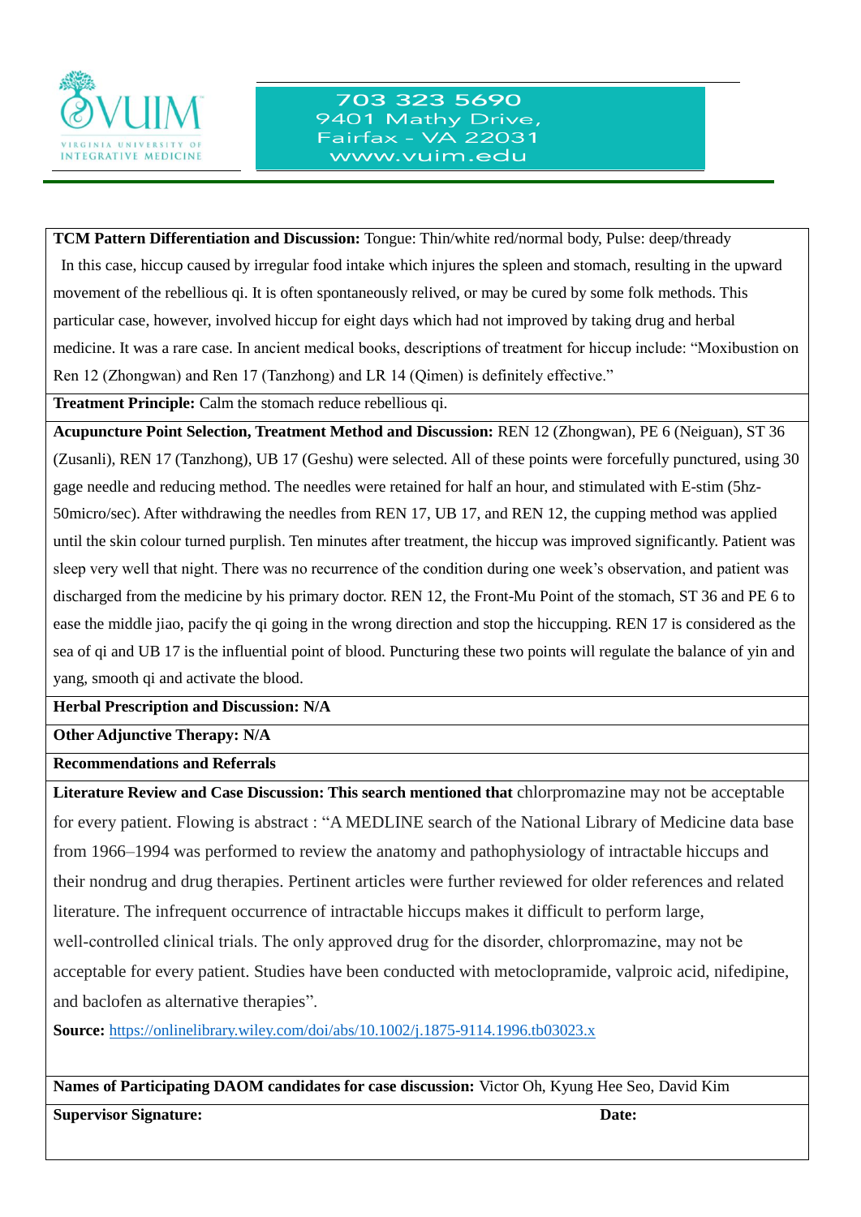**TCM Pattern Differentiation and Discussion:** Tongue: Thin/white red/normal body, Pulse: deep/thready

In this case, hiccup caused by irregular food intake which injures the spleen and stomach, resulting in the upward movement of the rebellious qi. It is often spontaneously relived, or may be cured by some folk methods. This particular case, however, involved hiccup for eight days which had not improved by taking drug and herbal medicine. It was a rare case. In ancient medical books, descriptions of treatment for hiccup include: "Moxibustion on Ren 12 (Zhongwan) and Ren 17 (Tanzhong) and LR 14 (Qimen) is definitely effective."

**Treatment Principle:** Calm the stomach reduce rebellious qi.

**Acupuncture Point Selection, Treatment Method and Discussion:** REN 12 (Zhongwan), PE 6 (Neiguan), ST 36 (Zusanli), REN 17 (Tanzhong), UB 17 (Geshu) were selected. All of these points were forcefully punctured, using 30 gage needle and reducing method. The needles were retained for half an hour, and stimulated with E-stim (5hz-50micro/sec). After withdrawing the needles from REN 17, UB 17, and REN 12, the cupping method was applied until the skin colour turned purplish. Ten minutes after treatment, the hiccup was improved significantly. Patient was sleep very well that night. There was no recurrence of the condition during one week's observation, and patient was discharged from the medicine by his primary doctor. REN 12, the Front-Mu Point of the stomach, ST 36 and PE 6 to ease the middle jiao, pacify the qi going in the wrong direction and stop the hiccupping. REN 17 is considered as the sea of qi and UB 17 is the influential point of blood. Puncturing these two points will regulate the balance of yin and yang, smooth qi and activate the blood.

**Herbal Prescription and Discussion: N/A**

**Other Adjunctive Therapy: N/A**

**Recommendations and Referrals**

**Literature Review and Case Discussion: This search mentioned that** chlorpromazine may not be acceptable for every patient. Flowing is abstract : "A MEDLINE search of the National Library of Medicine data base from 1966–1994 was performed to review the anatomy and pathophysiology of intractable hiccups and their nondrug and drug therapies. Pertinent articles were further reviewed for older references and related literature. The infrequent occurrence of intractable hiccups makes it difficult to perform large, well-controlled clinical trials. The only approved drug for the disorder, chlorpromazine, may not be acceptable for every patient. Studies have been conducted with metoclopramide, valproic acid, nifedipine, and baclofen as alternative therapies".

**Source:** [https://onlinelibrary.wiley.com/doi/abs/10.1002/j.1875-9114.1996.tb03023.x](https://onlinelibrary.wiley.com/doi/abs/10.1002/j.1875-9114.1996.tb03023.x)

**Names of Participating DAOM candidates for case discussion:** Victor Oh, Kyung Hee Seo, David Kim

**Supervisor Signature:** **Date:**